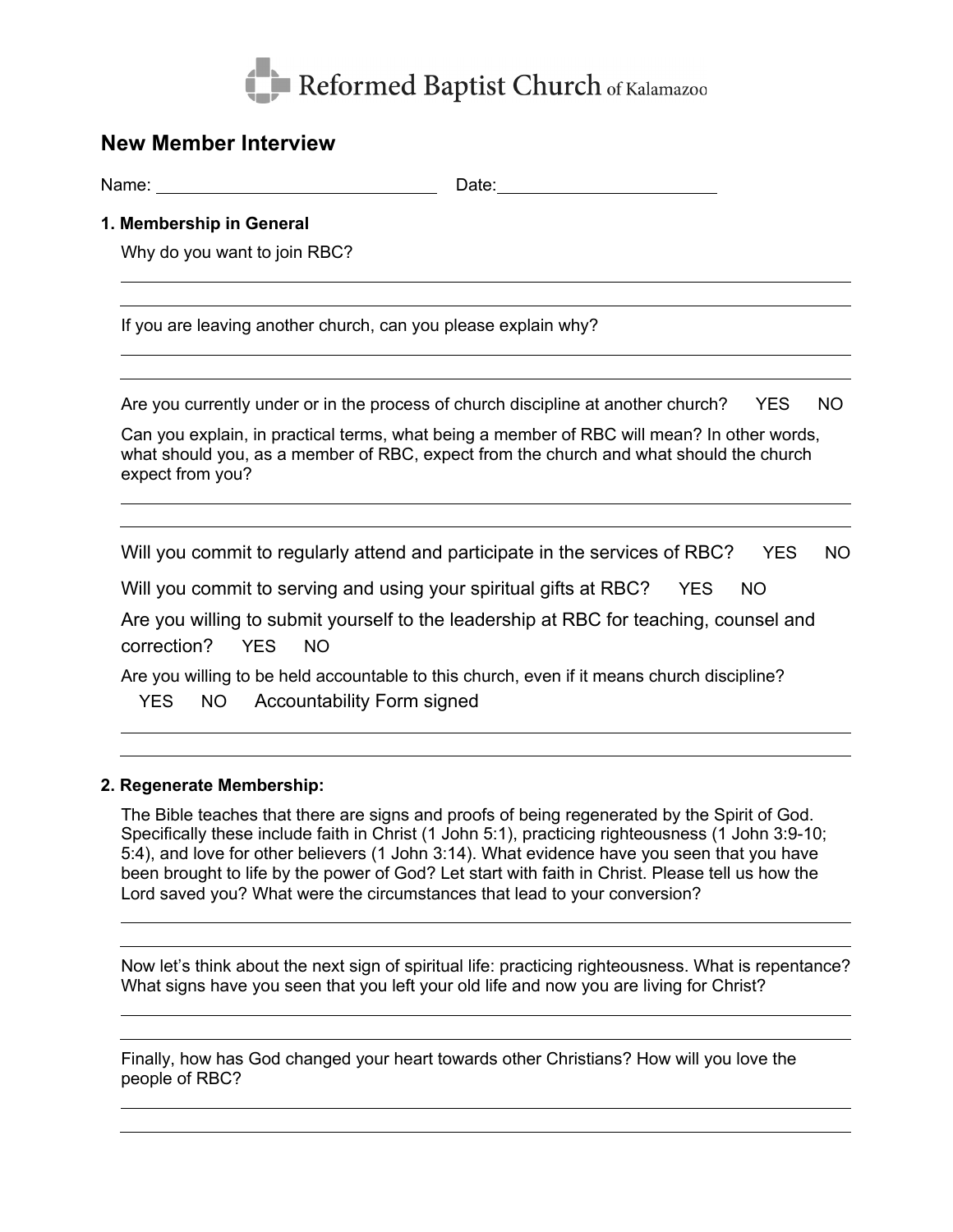Reformed Baptist Church of Kalamazoo

## New Member Interview

Name: ______________________________ Date: ______________________

### 1. Membership in General

Why do you want to join RBC?

If you are leaving another church, can you please explain why?

Are you currently under or in the process of church discipline at another church? YES NO

Can you explain, in practical terms, what being a member of RBC will mean? In other words, what should you, as a member of RBC, expect from the church and what should the church expect from you?

Will you commit to regularly attend and participate in the services of RBC? YES NO

Will you commit to serving and using your spiritual gifts at RBC? YES NO

Are you willing to submit yourself to the leadership at RBC for teaching, counsel and correction? YES NO

Are you willing to be held accountable to this church, even if it means church discipline?
YES NO Accountability Form signed

### 2. Regenerate Membership:

The Bible teaches that there are signs and proofs of being regenerated by the Spirit of God. Specifically these include faith in Christ (1 John 5:1), practicing righteousness (1 John 3:9-10; 5:4), and love for other believers (1 John 3:14). What evidence have you seen that you have been brought to life by the power of God? Let start with faith in Christ. Please tell us how the Lord saved you? What were the circumstances that lead to your conversion?

Now let's think about the next sign of spiritual life: practicing righteousness. What is repentance? What signs have you seen that you left your old life and now you are living for Christ?

Finally, how has God changed your heart towards other Christians? How will you love the people of RBC?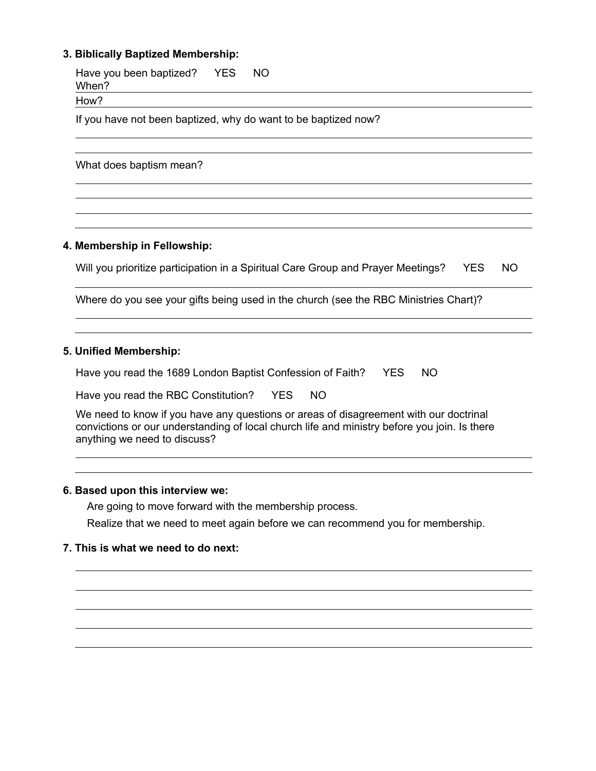**3. Biblically Baptized Membership:**

Have you been baptized? YES NO

When?

How?

If you have not been baptized, why do want to be baptized now?

What does baptism mean?

**4. Membership in Fellowship:**

Will you prioritize participation in a Spiritual Care Group and Prayer Meetings? YES NO

Where do you see your gifts being used in the church (see the RBC Ministries Chart)?

**5. Unified Membership:**

Have you read the 1689 London Baptist Confession of Faith? YES NO

Have you read the RBC Constitution? YES NO

We need to know if you have any questions or areas of disagreement with our doctrinal convictions or our understanding of local church life and ministry before you join. Is there anything we need to discuss?

**6. Based upon this interview we:**

Are going to move forward with the membership process.

Realize that we need to meet again before we can recommend you for membership.

**7. This is what we need to do next:**